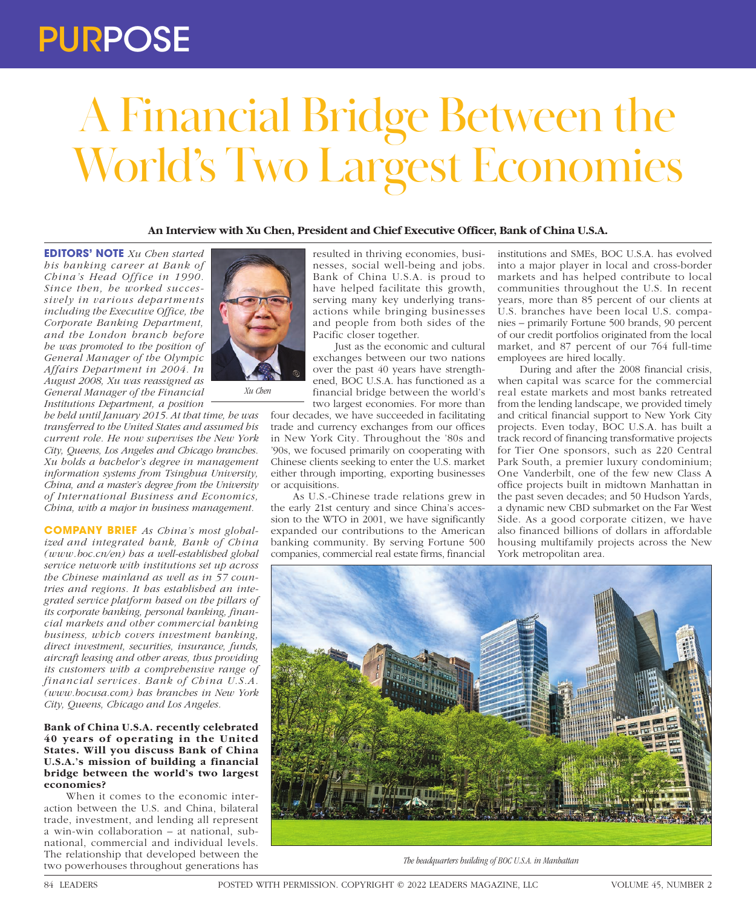# A Financial Bridge Between the World's Two Largest Economies

**An Interview with Xu Chen, President and Chief Executive Officer, Bank of China U.S.A.**

**EDITORS' NOTE** *Xu Chen started his banking career at Bank of China's Head Office in 1990. Since then, he worked successively in various departments including the Executive Office, the Corporate Banking Department, and the London branch before he was promoted to the position of General Manager of the Olympic Affairs Department in 2004. In August 2008, Xu was reassigned as General Manager of the Financial Institutions Department, a position he held until January 2015. At that time, he was transferred to the United States and assumed his current role. He now supervises the New York City, Queens, Los Angeles and Chicago branches. Xu holds a bachelor's degree in management information systems from Tsinghua University, China, and a master's degree from the University of International Business and Economics, China, with a major in business management.*

*Xu Chen*

**COMPANY BRIEF** *As China's most globalized and integrated bank, Bank of China (www.boc.cn/en) has a well-established global service network with institutions set up across the Chinese mainland as well as in 57 countries and regions. It has established an integrated service platform based on the pillars of its corporate banking, personal banking, financial markets and other commercial banking business, which covers investment banking, direct investment, securities, insurance, funds, aircraft leasing and other areas, thus providing its customers with a comprehensive range of financial services. Bank of China U.S.A. (www.bocusa.com) has branches in New York City, Queens, Chicago and Los Angeles.*

**Bank of China U.S.A. recently celebrated 40 years of operating in the United States. Will you discuss Bank of China U.S.A.'s mission of building a financial bridge between the world's two largest economies?**

When it comes to the economic interaction between the U.S. and China, bilateral trade, investment, and lending all represent a win-win collaboration – at national, subnational, commercial and individual levels. The relationship that developed between the two powerhouses throughout generations has resulted in thriving economies, businesses, social well-being and jobs. Bank of China U.S.A. is proud to have helped facilitate this growth, serving many key underlying transactions while bringing businesses and people from both sides of the Pacific closer together.

Just as the economic and cultural exchanges between our two nations over the past 40 years have strengthened, BOC U.S.A. has functioned as a financial bridge between the world's two largest economies. For more than four decades, we have succeeded in facilitating trade and currency exchanges from our offices in New York City. Throughout the '80s and '90s, we focused primarily on cooperating with Chinese clients seeking to enter the U.S. market either through importing, exporting businesses or acquisitions.

As U.S.-Chinese trade relations grew in the early 21st century and since China's accession to the WTO in 2001, we have significantly expanded our contributions to the American banking community. By serving Fortune 500 companies, commercial real estate firms, financial institutions and SMEs, BOC U.S.A. has evolved into a major player in local and cross-border markets and has helped contribute to local communities throughout the U.S. In recent years, more than 85 percent of our clients at U.S. branches have been local U.S. companies – primarily Fortune 500 brands, 90 percent of our credit portfolios originated from the local market, and 87 percent of our 764 full-time employees are hired locally.

During and after the 2008 financial crisis, when capital was scarce for the commercial real estate markets and most banks retreated from the lending landscape, we provided timely and critical financial support to New York City projects. Even today, BOC U.S.A. has built a track record of financing transformative projects for Tier One sponsors, such as 220 Central Park South, a premier luxury condominium; One Vanderbilt, one of the few new Class A office projects built in midtown Manhattan in the past seven decades; and 50 Hudson Yards, a dynamic new CBD submarket on the Far West Side. As a good corporate citizen, we have also financed billions of dollars in affordable housing multifamily projects across the New York metropolitan area.

*The headquarters building of BOC U.S.A. in Manhattan*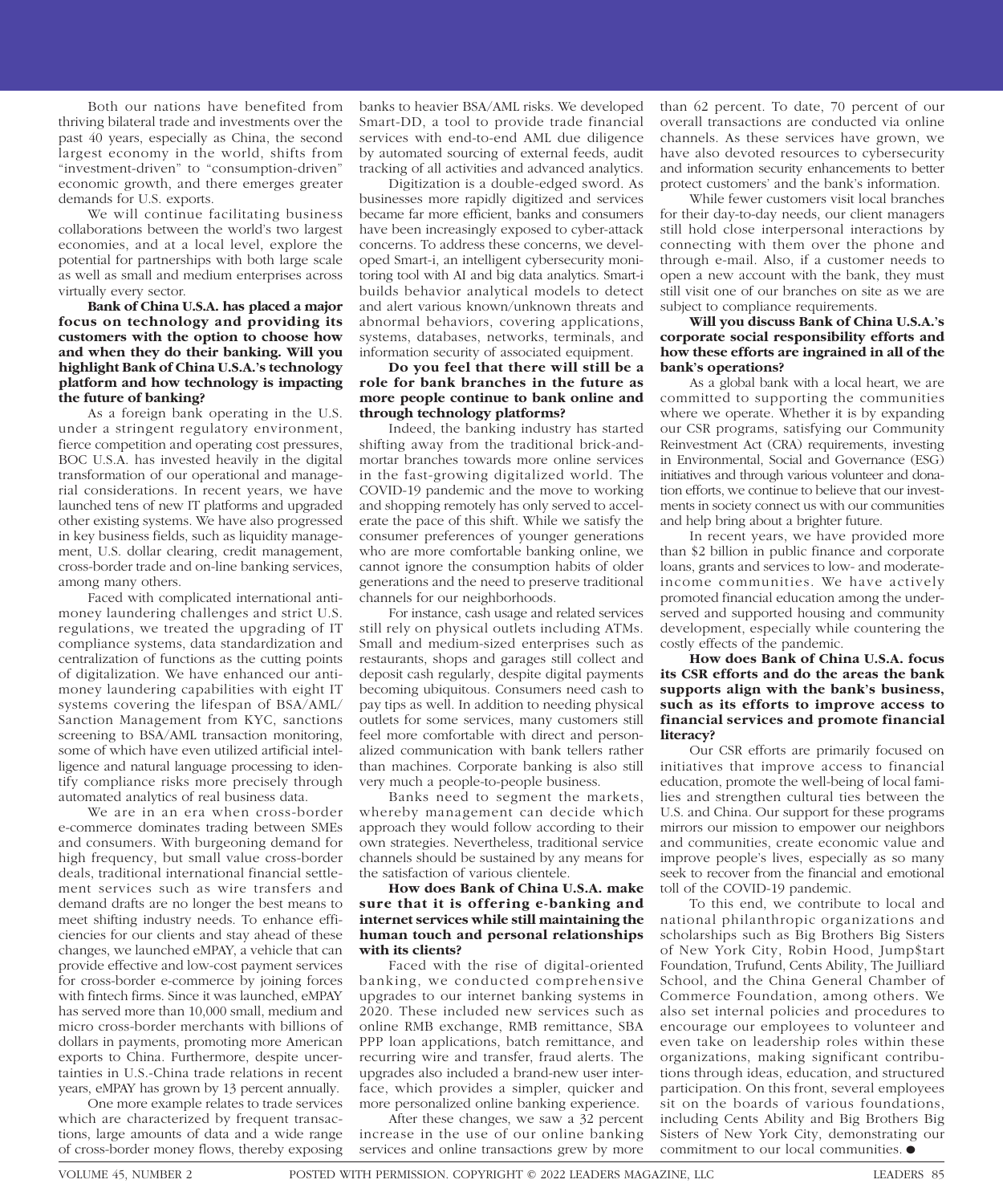Both our nations have benefited from thriving bilateral trade and investments over the past 40 years, especially as China, the second largest economy in the world, shifts from "investment-driven" to "consumption-driven" economic growth, and there emerges greater demands for U.S. exports.

We will continue facilitating business collaborations between the world's two largest economies, and at a local level, explore the potential for partnerships with both large scale as well as small and medium enterprises across virtually every sector.

**Bank of China U.S.A. has placed a major focus on technology and providing its customers with the option to choose how and when they do their banking. Will you highlight Bank of China U.S.A.'s technology platform and how technology is impacting the future of banking?**

As a foreign bank operating in the U.S. under a stringent regulatory environment, fierce competition and operating cost pressures, BOC U.S.A. has invested heavily in the digital transformation of our operational and managerial considerations. In recent years, we have launched tens of new IT platforms and upgraded other existing systems. We have also progressed in key business fields, such as liquidity management, U.S. dollar clearing, credit management, cross-border trade and on-line banking services, among many others.

Faced with complicated international anti-money laundering challenges and strict U.S. regulations, we treated the upgrading of IT compliance systems, data standardization and centralization of functions as the cutting points of digitalization. We have enhanced our anti-money laundering capabilities with eight IT systems covering the lifespan of BSA/AML/Sanction Management from KYC, sanctions screening to BSA/AML transaction monitoring, some of which have even utilized artificial intelligence and natural language processing to identify compliance risks more precisely through automated analytics of real business data.

We are in an era when cross-border e-commerce dominates trading between SMEs and consumers. With burgeoning demand for high frequency, but small value cross-border deals, traditional international financial settlement services such as wire transfers and demand drafts are no longer the best means to meet shifting industry needs. To enhance efficiencies for our clients and stay ahead of these changes, we launched eMPAY, a vehicle that can provide effective and low-cost payment services for cross-border e-commerce by joining forces with fintech firms. Since it was launched, eMPAY has served more than 10,000 small, medium and micro cross-border merchants with billions of dollars in payments, promoting more American exports to China. Furthermore, despite uncertainties in U.S.-China trade relations in recent years, eMPAY has grown by 13 percent annually.

One more example relates to trade services which are characterized by frequent transactions, large amounts of data and a wide range of cross-border money flows, thereby exposing banks to heavier BSA/AML risks. We developed Smart-DD, a tool to provide trade financial services with end-to-end AML due diligence by automated sourcing of external feeds, audit tracking of all activities and advanced analytics.

Digitization is a double-edged sword. As businesses more rapidly digitized and services became far more efficient, banks and consumers have been increasingly exposed to cyber-attack concerns. To address these concerns, we developed Smart-i, an intelligent cybersecurity monitoring tool with AI and big data analytics. Smart-i builds behavior analytical models to detect and alert various known/unknown threats and abnormal behaviors, covering applications, systems, databases, networks, terminals, and information security of associated equipment.

**Do you feel that there will still be a role for bank branches in the future as more people continue to bank online and through technology platforms?**

Indeed, the banking industry has started shifting away from the traditional brick-and-mortar branches towards more online services in the fast-growing digitalized world. The COVID-19 pandemic and the move to working and shopping remotely has only served to accelerate the pace of this shift. While we satisfy the consumer preferences of younger generations who are more comfortable banking online, we cannot ignore the consumption habits of older generations and the need to preserve traditional channels for our neighborhoods.

For instance, cash usage and related services still rely on physical outlets including ATMs. Small and medium-sized enterprises such as restaurants, shops and garages still collect and deposit cash regularly, despite digital payments becoming ubiquitous. Consumers need cash to pay tips as well. In addition to needing physical outlets for some services, many customers still feel more comfortable with direct and personalized communication with bank tellers rather than machines. Corporate banking is also still very much a people-to-people business.

Banks need to segment the markets, whereby management can decide which approach they would follow according to their own strategies. Nevertheless, traditional service channels should be sustained by any means for the satisfaction of various clientele.

**How does Bank of China U.S.A. make sure that it is offering e-banking and internet services while still maintaining the human touch and personal relationships with its clients?**

Faced with the rise of digital-oriented banking, we conducted comprehensive upgrades to our internet banking systems in 2020. These included new services such as online RMB exchange, RMB remittance, SBA PPP loan applications, batch remittance, and recurring wire and transfer, fraud alerts. The upgrades also included a brand-new user interface, which provides a simpler, quicker and more personalized online banking experience.

After these changes, we saw a 32 percent increase in the use of our online banking services and online transactions grew by more than 62 percent. To date, 70 percent of our overall transactions are conducted via online channels. As these services have grown, we have also devoted resources to cybersecurity and information security enhancements to better protect customers' and the bank's information.

While fewer customers visit local branches for their day-to-day needs, our client managers still hold close interpersonal interactions by connecting with them over the phone and through e-mail. Also, if a customer needs to open a new account with the bank, they must still visit one of our branches on site as we are subject to compliance requirements.

**Will you discuss Bank of China U.S.A.'s corporate social responsibility efforts and how these efforts are ingrained in all of the bank's operations?**

As a global bank with a local heart, we are committed to supporting the communities where we operate. Whether it is by expanding our CSR programs, satisfying our Community Reinvestment Act (CRA) requirements, investing in Environmental, Social and Governance (ESG) initiatives and through various volunteer and donation efforts, we continue to believe that our investments in society connect us with our communities and help bring about a brighter future.

In recent years, we have provided more than $2 billion in public finance and corporate loans, grants and services to low- and moderate-income communities. We have actively promoted financial education among the underserved and supported housing and community development, especially while countering the costly effects of the pandemic.

**How does Bank of China U.S.A. focus its CSR efforts and do the areas the bank supports align with the bank's business, such as its efforts to improve access to financial services and promote financial literacy?**

Our CSR efforts are primarily focused on initiatives that improve access to financial education, promote the well-being of local families and strengthen cultural ties between the U.S. and China. Our support for these programs mirrors our mission to empower our neighbors and communities, create economic value and improve people's lives, especially as so many seek to recover from the financial and emotional toll of the COVID-19 pandemic.

To this end, we contribute to local and national philanthropic organizations and scholarships such as Big Brothers Big Sisters of New York City, Robin Hood, Jump$tart Foundation, Trufund, Cents Ability, The Juilliard School, and the China General Chamber of Commerce Foundation, among others. We also set internal policies and procedures to encourage our employees to volunteer and even take on leadership roles within these organizations, making significant contributions through ideas, education, and structured participation. On this front, several employees sit on the boards of various foundations, including Cents Ability and Big Brothers Big Sisters of New York City, demonstrating our commitment to our local communities. ●

POSTED WITH PERMISSION. COPYRIGHT © 2022 LEADERS MAGAZINE, LLC